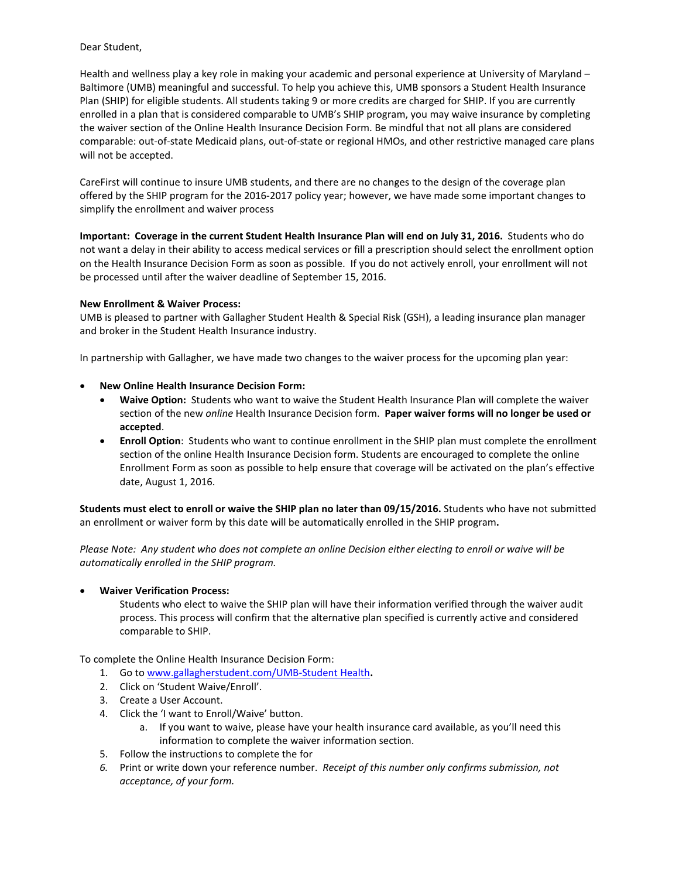Dear Student,

Health and wellness play a key role in making your academic and personal experience at University of Maryland – Baltimore (UMB) meaningful and successful. To help you achieve this, UMB sponsors a Student Health Insurance Plan (SHIP) for eligible students. All students taking 9 or more credits are charged for SHIP. If you are currently enrolled in a plan that is considered comparable to UMB's SHIP program, you may waive insurance by completing the waiver section of the Online Health Insurance Decision Form. Be mindful that not all plans are considered comparable: out-of-state Medicaid plans, out-of-state or regional HMOs, and other restrictive managed care plans will not be accepted.

CareFirst will continue to insure UMB students, and there are no changes to the design of the coverage plan offered by the SHIP program for the 2016-2017 policy year; however, we have made some important changes to simplify the enrollment and waiver process

**Important: Coverage in the current Student Health Insurance Plan will end on July 31, 2016.** Students who do not want a delay in their ability to access medical services or fill a prescription should select the enrollment option on the Health Insurance Decision Form as soon as possible. If you do not actively enroll, your enrollment will not be processed until after the waiver deadline of September 15, 2016.

**New Enrollment & Waiver Process:**
UMB is pleased to partner with Gallagher Student Health & Special Risk (GSH), a leading insurance plan manager and broker in the Student Health Insurance industry.

In partnership with Gallagher, we have made two changes to the waiver process for the upcoming plan year:

- **New Online Health Insurance Decision Form:**
  - **Waive Option:** Students who want to waive the Student Health Insurance Plan will complete the waiver section of the new *online* Health Insurance Decision form. **Paper waiver forms will no longer be used or accepted**.
  - **Enroll Option**: Students who want to continue enrollment in the SHIP plan must complete the enrollment section of the online Health Insurance Decision form. Students are encouraged to complete the online Enrollment Form as soon as possible to help ensure that coverage will be activated on the plan's effective date, August 1, 2016.

**Students must elect to enroll or waive the SHIP plan no later than 09/15/2016.** Students who have not submitted an enrollment or waiver form by this date will be automatically enrolled in the SHIP program**.**

*Please Note: Any student who does not complete an online Decision either electing to enroll or waive will be automatically enrolled in the SHIP program.*

- **Waiver Verification Process:**
  Students who elect to waive the SHIP plan will have their information verified through the waiver audit process. This process will confirm that the alternative plan specified is currently active and considered comparable to SHIP.

To complete the Online Health Insurance Decision Form:

1. Go to [www.gallagherstudent.com/UMB-Student Health](www.gallagherstudent.com/UMB-Student Health)**.**
2. Click on 'Student Waive/Enroll'.
3. Create a User Account.
4. Click the 'I want to Enroll/Waive' button.
   a. If you want to waive, please have your health insurance card available, as you'll need this information to complete the waiver information section.
5. Follow the instructions to complete the for
6. Print or write down your reference number. *Receipt of this number only confirms submission, not acceptance, of your form.*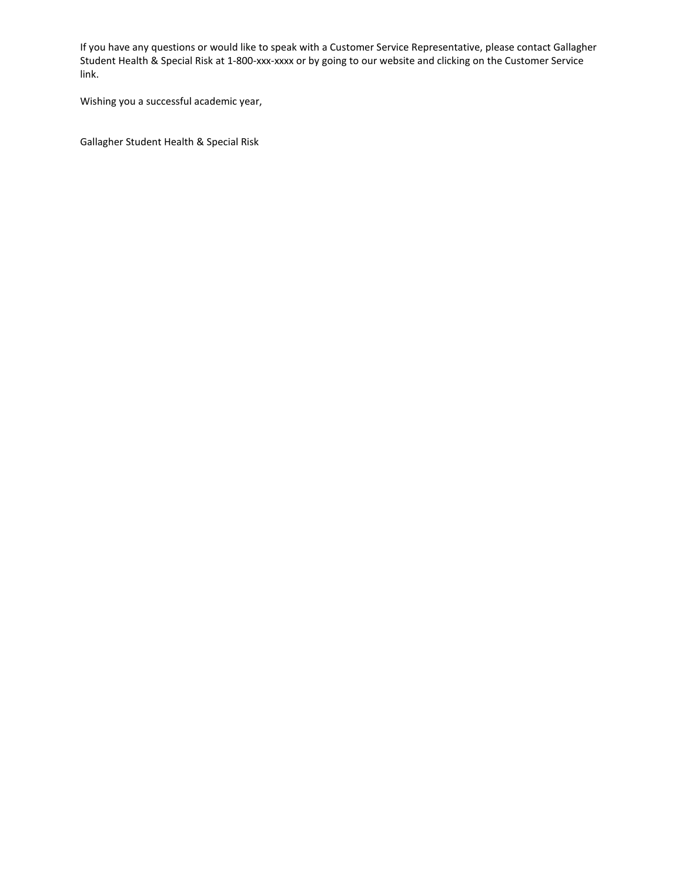If you have any questions or would like to speak with a Customer Service Representative, please contact Gallagher Student Health & Special Risk at 1-800-xxx-xxxx or by going to our website and clicking on the Customer Service link.

Wishing you a successful academic year,

Gallagher Student Health & Special Risk